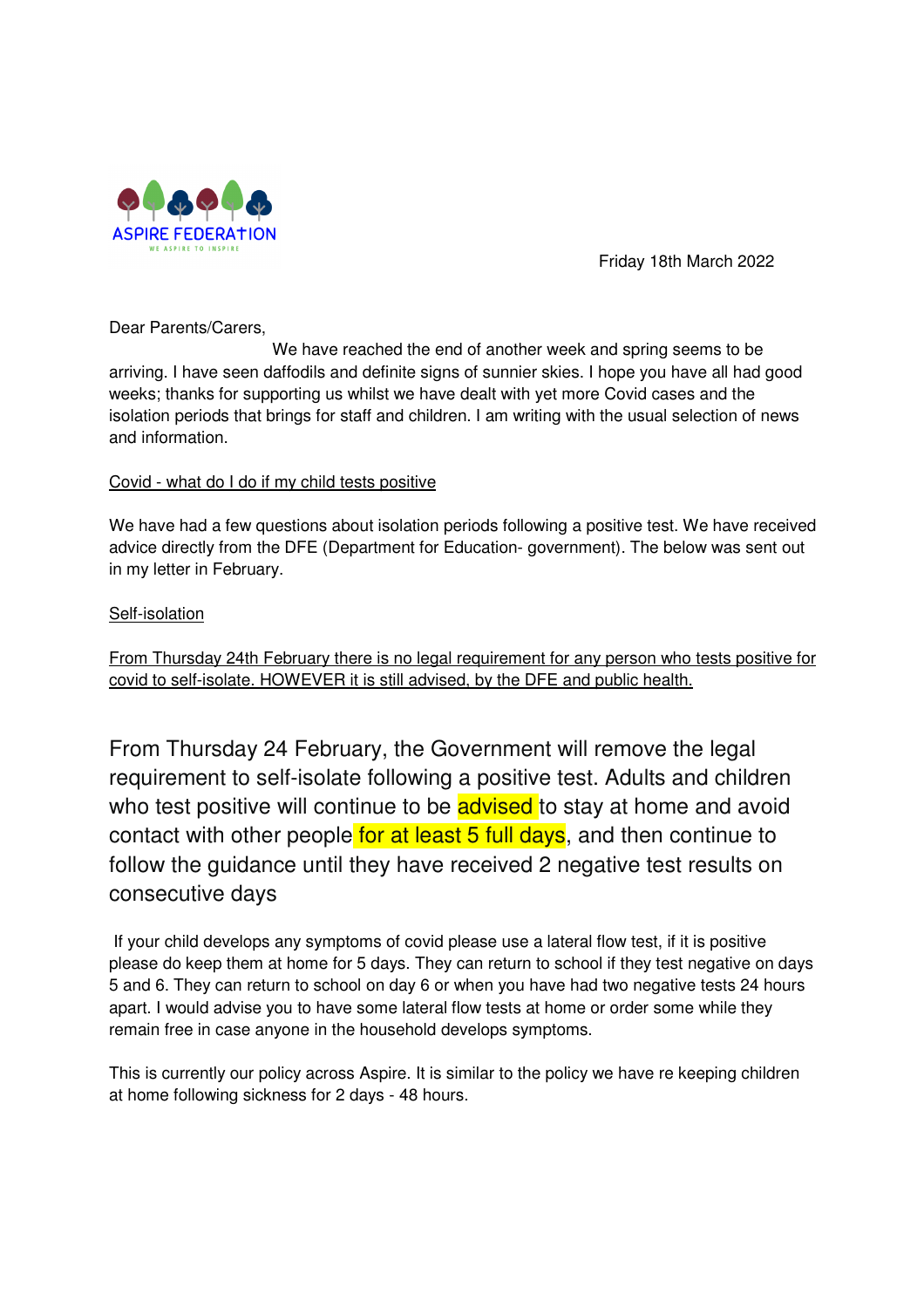ASPIRE FEDERATION

WE ASPIRE TO INSPIRE

Friday 18th March 2022

Dear Parents/Carers,

We have reached the end of another week and spring seems to be arriving. I have seen daffodils and definite signs of sunnier skies. I hope you have all had good weeks; thanks for supporting us whilst we have dealt with yet more Covid cases and the isolation periods that brings for staff and children. I am writing with the usual selection of news and information.

Covid - what do I do if my child tests positive

We have had a few questions about isolation periods following a positive test. We have received advice directly from the DFE (Department for Education- government). The below was sent out in my letter in February.

Self-isolation

From Thursday 24th February there is no legal requirement for any person who tests positive for covid to self-isolate. HOWEVER it is still advised, by the DFE and public health.

From Thursday 24 February, the Government will remove the legal requirement to self-isolate following a positive test. Adults and children who test positive will continue to be advised to stay at home and avoid contact with other people for at least 5 full days, and then continue to follow the guidance until they have received 2 negative test results on consecutive days

If your child develops any symptoms of covid please use a lateral flow test, if it is positive please do keep them at home for 5 days. They can return to school if they test negative on days 5 and 6. They can return to school on day 6 or when you have had two negative tests 24 hours apart. I would advise you to have some lateral flow tests at home or order some while they remain free in case anyone in the household develops symptoms.

This is currently our policy across Aspire. It is similar to the policy we have re keeping children at home following sickness for 2 days - 48 hours.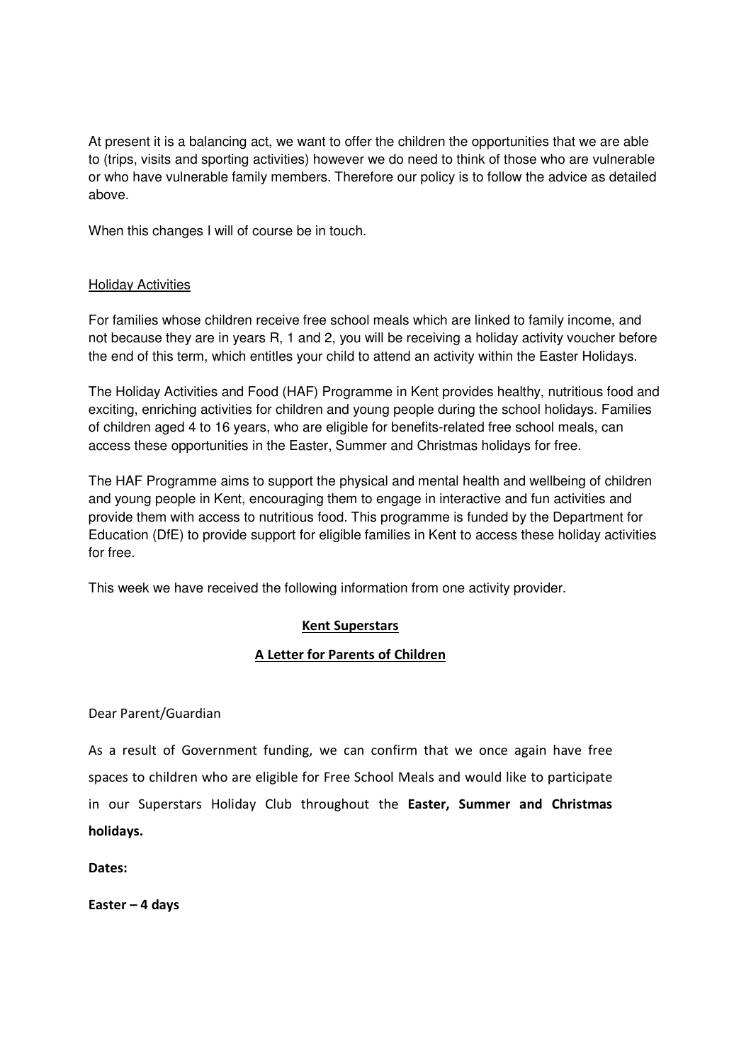At present it is a balancing act, we want to offer the children the opportunities that we are able to (trips, visits and sporting activities) however we do need to think of those who are vulnerable or who have vulnerable family members. Therefore our policy is to follow the advice as detailed above.

When this changes I will of course be in touch.

<u>Holiday Activities</u>

For families whose children receive free school meals which are linked to family income, and not because they are in years R, 1 and 2, you will be receiving a holiday activity voucher before the end of this term, which entitles your child to attend an activity within the Easter Holidays.

The Holiday Activities and Food (HAF) Programme in Kent provides healthy, nutritious food and exciting, enriching activities for children and young people during the school holidays. Families of children aged 4 to 16 years, who are eligible for benefits-related free school meals, can access these opportunities in the Easter, Summer and Christmas holidays for free.

The HAF Programme aims to support the physical and mental health and wellbeing of children and young people in Kent, encouraging them to engage in interactive and fun activities and provide them with access to nutritious food. This programme is funded by the Department for Education (DfE) to provide support for eligible families in Kent to access these holiday activities for free.

This week we have received the following information from one activity provider.

**<u>Kent Superstars</u>**

**<u>A Letter for Parents of Children</u>**

Dear Parent/Guardian

As a result of Government funding, we can confirm that we once again have free spaces to children who are eligible for Free School Meals and would like to participate in our Superstars Holiday Club throughout the **Easter, Summer and Christmas holidays.**

**Dates:**

**Easter – 4 days**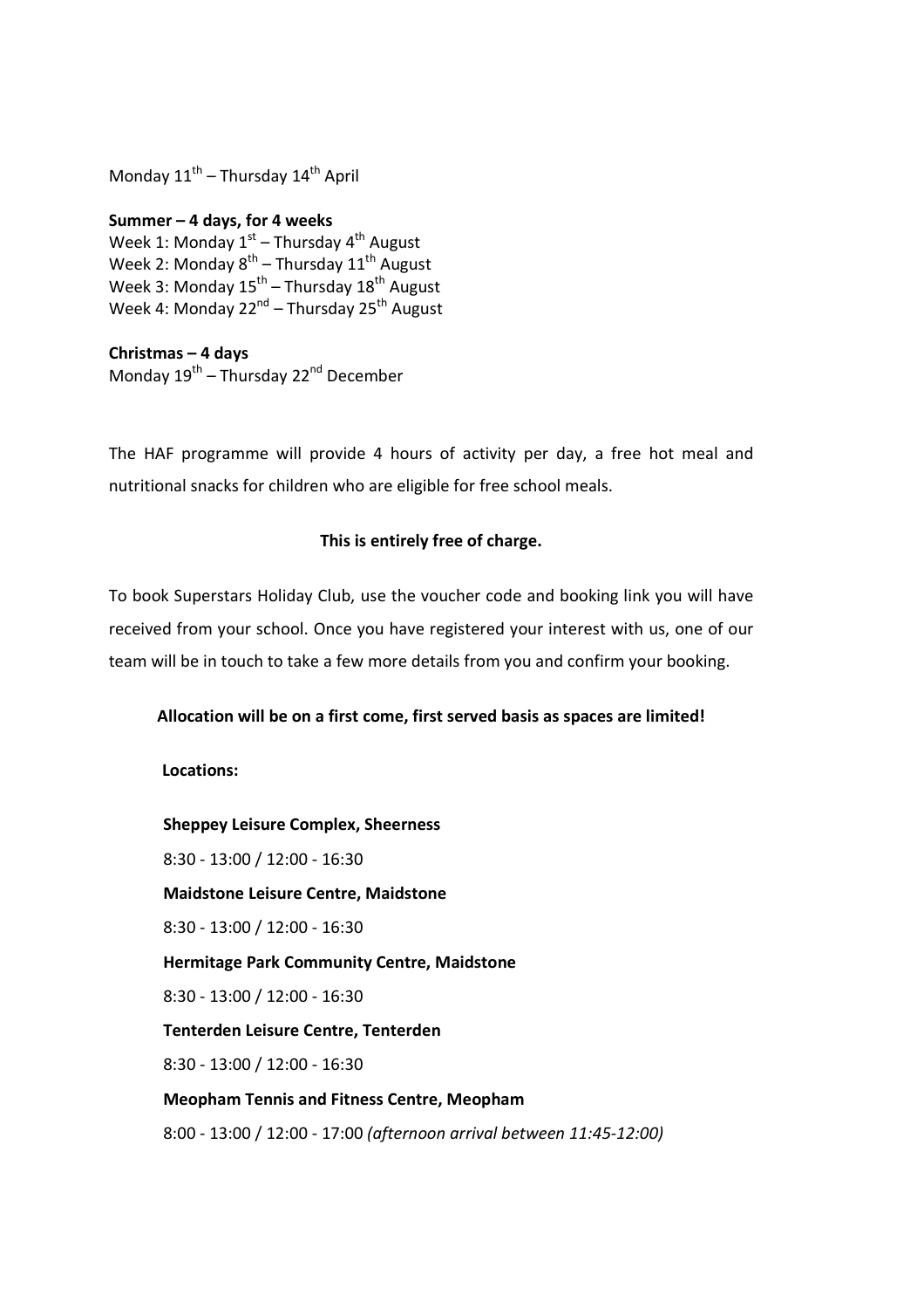Monday 11th – Thursday 14th April

**Summer – 4 days, for 4 weeks**
Week 1: Monday 1st – Thursday 4th August
Week 2: Monday 8th – Thursday 11th August
Week 3: Monday 15th – Thursday 18th August
Week 4: Monday 22nd – Thursday 25th August

**Christmas – 4 days**
Monday 19th – Thursday 22nd December

The HAF programme will provide 4 hours of activity per day, a free hot meal and nutritional snacks for children who are eligible for free school meals.

**This is entirely free of charge.**

To book Superstars Holiday Club, use the voucher code and booking link you will have received from your school. Once you have registered your interest with us, one of our team will be in touch to take a few more details from you and confirm your booking.

**Allocation will be on a first come, first served basis as spaces are limited!**

**Locations:**

**Sheppey Leisure Complex, Sheerness**

8:30 - 13:00 / 12:00 - 16:30

**Maidstone Leisure Centre, Maidstone**

8:30 - 13:00 / 12:00 - 16:30

**Hermitage Park Community Centre, Maidstone**

8:30 - 13:00 / 12:00 - 16:30

**Tenterden Leisure Centre, Tenterden**

8:30 - 13:00 / 12:00 - 16:30

**Meopham Tennis and Fitness Centre, Meopham**

8:00 - 13:00 / 12:00 - 17:00 *(afternoon arrival between 11:45-12:00)*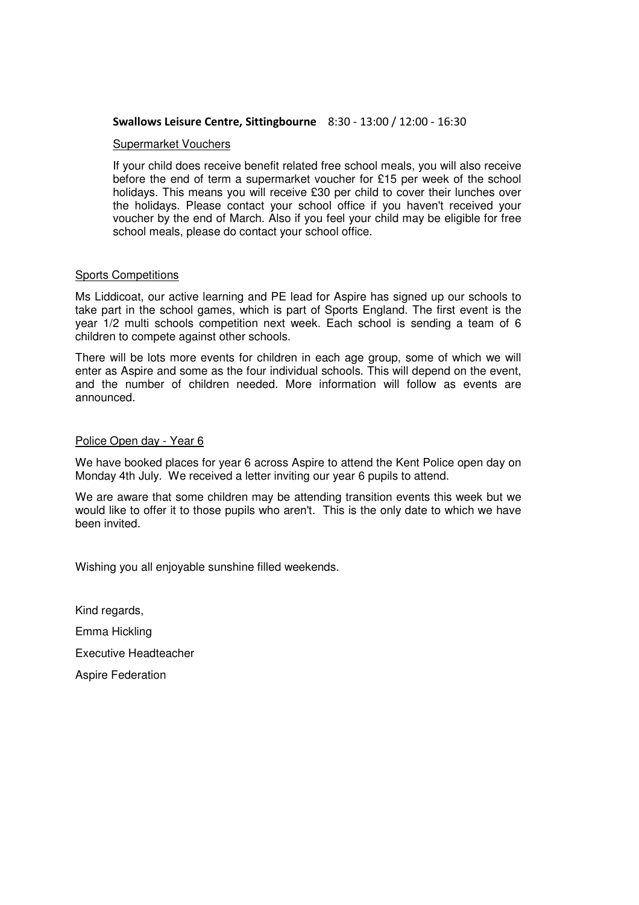**Swallows Leisure Centre, Sittingbourne** 8:30 - 13:00 / 12:00 - 16:30

Supermarket Vouchers

If your child does receive benefit related free school meals, you will also receive before the end of term a supermarket voucher for £15 per week of the school holidays. This means you will receive £30 per child to cover their lunches over the holidays. Please contact your school office if you haven't received your voucher by the end of March. Also if you feel your child may be eligible for free school meals, please do contact your school office.

Sports Competitions

Ms Liddicoat, our active learning and PE lead for Aspire has signed up our schools to take part in the school games, which is part of Sports England. The first event is the year 1/2 multi schools competition next week. Each school is sending a team of 6 children to compete against other schools.

There will be lots more events for children in each age group, some of which we will enter as Aspire and some as the four individual schools. This will depend on the event, and the number of children needed. More information will follow as events are announced.

Police Open day - Year 6

We have booked places for year 6 across Aspire to attend the Kent Police open day on Monday 4th July. We received a letter inviting our year 6 pupils to attend.

We are aware that some children may be attending transition events this week but we would like to offer it to those pupils who aren't. This is the only date to which we have been invited.

Wishing you all enjoyable sunshine filled weekends.

Kind regards,

Emma Hickling

Executive Headteacher

Aspire Federation